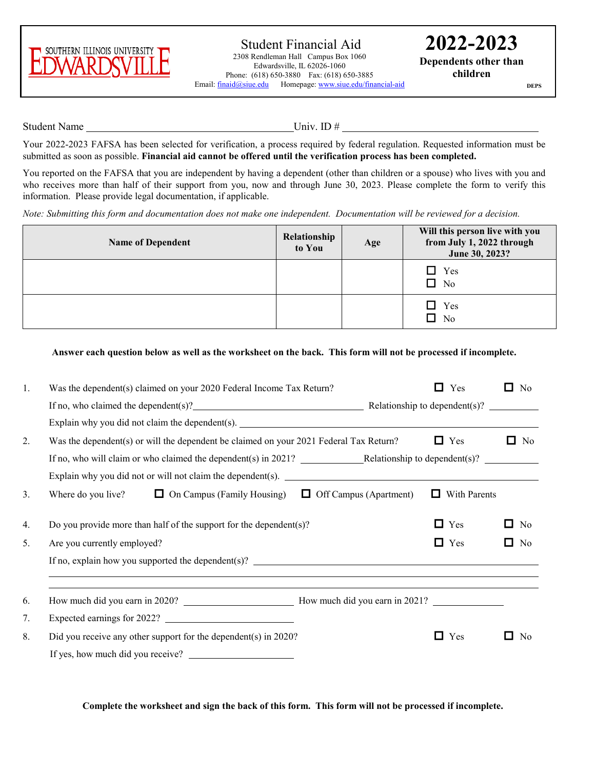SOUTHERN ILLINOIS UNIVERSITY EDWARDSVILLE

# Student Financial Aid

2308 Rendleman Hall Campus Box 1060
Edwardsville, IL 62026-1060
Phone: (618) 650-3880 Fax: (618) 650-3885
Email: finaid@siue.edu Homepage: www.siue.edu/financial-aid

# 2022-2023

**Dependents other than children**

**DEPS**

Student Name ______________________________ Univ. ID # ______________________________

Your 2022-2023 FAFSA has been selected for verification, a process required by federal regulation. Requested information must be submitted as soon as possible. **Financial aid cannot be offered until the verification process has been completed.**

You reported on the FAFSA that you are independent by having a dependent (other than children or a spouse) who lives with you and who receives more than half of their support from you, now and through June 30, 2023. Please complete the form to verify this information. Please provide legal documentation, if applicable.

*Note: Submitting this form and documentation does not make one independent. Documentation will be reviewed for a decision.*

| Name of Dependent | Relationship to You | Age | Will this person live with you from July 1, 2022 through June 30, 2023? |
|---|---|---|---|
| | | | ☐ Yes ☐ No |
| | | | ☐ Yes ☐ No |

**Answer each question below as well as the worksheet on the back. This form will not be processed if incomplete.**

1. Was the dependent(s) claimed on your 2020 Federal Income Tax Return? ☐ Yes ☐ No
   If no, who claimed the dependent(s)? ______________ Relationship to dependent(s)? ______________
   Explain why you did not claim the dependent(s). ______________
2. Was the dependent(s) or will the dependent be claimed on your 2021 Federal Tax Return? ☐ Yes ☐ No
   If no, who will claim or who claimed the dependent(s) in 2021? ______________ Relationship to dependent(s)? ______________
   Explain why you did not or will not claim the dependent(s). ______________
3. Where do you live? ☐ On Campus (Family Housing) ☐ Off Campus (Apartment) ☐ With Parents
4. Do you provide more than half of the support for the dependent(s)? ☐ Yes ☐ No
5. Are you currently employed? ☐ Yes ☐ No
   If no, explain how you supported the dependent(s)? ______________
6. How much did you earn in 2020? ______________ How much did you earn in 2021? ______________
7. Expected earnings for 2022? ______________
8. Did you receive any other support for the dependent(s) in 2020? ☐ Yes ☐ No
   If yes, how much did you receive? ______________

**Complete the worksheet and sign the back of this form. This form will not be processed if incomplete.**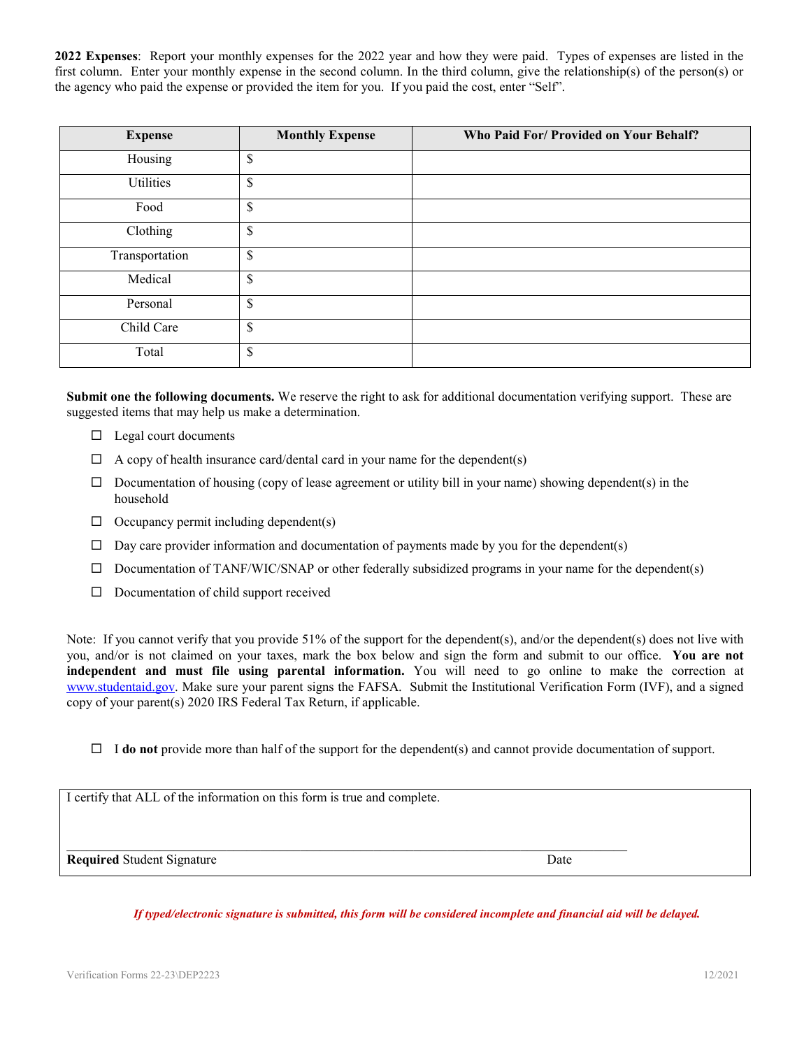**2022 Expenses**: Report your monthly expenses for the 2022 year and how they were paid. Types of expenses are listed in the first column. Enter your monthly expense in the second column. In the third column, give the relationship(s) of the person(s) or the agency who paid the expense or provided the item for you. If you paid the cost, enter "Self".

| Expense | Monthly Expense | Who Paid For/ Provided on Your Behalf? |
|---|---|---|
| Housing | $ | |
| Utilities | $ | |
| Food | $ | |
| Clothing | $ | |
| Transportation | $ | |
| Medical | $ | |
| Personal | $ | |
| Child Care | $ | |
| Total | $ | |

**Submit one the following documents.** We reserve the right to ask for additional documentation verifying support. These are suggested items that may help us make a determination.

- ☐ Legal court documents
- ☐ A copy of health insurance card/dental card in your name for the dependent(s)
- ☐ Documentation of housing (copy of lease agreement or utility bill in your name) showing dependent(s) in the household
- ☐ Occupancy permit including dependent(s)
- ☐ Day care provider information and documentation of payments made by you for the dependent(s)
- ☐ Documentation of TANF/WIC/SNAP or other federally subsidized programs in your name for the dependent(s)
- ☐ Documentation of child support received

Note: If you cannot verify that you provide 51% of the support for the dependent(s), and/or the dependent(s) does not live with you, and/or is not claimed on your taxes, mark the box below and sign the form and submit to our office. **You are not independent and must file using parental information.** You will need to go online to make the correction at www.studentaid.gov. Make sure your parent signs the FAFSA. Submit the Institutional Verification Form (IVF), and a signed copy of your parent(s) 2020 IRS Federal Tax Return, if applicable.

☐ I **do not** provide more than half of the support for the dependent(s) and cannot provide documentation of support.

I certify that ALL of the information on this form is true and complete.

\_\_\_\_\_\_\_\_\_\_\_\_\_\_\_\_\_\_\_\_\_\_\_\_\_\_\_\_\_\_\_\_\_\_\_\_\_\_\_\_\_\_\_\_\_\_\_\_\_\_\_\_\_\_\_\_\_\_\_\_\_\_\_\_\_\_\_\_\_\_\_\_\_\_

**Required** Student Signature                                                                                    Date

***If typed/electronic signature is submitted, this form will be considered incomplete and financial aid will be delayed.***

Verification Forms 22-23\DEP2223                                                                                    12/2021